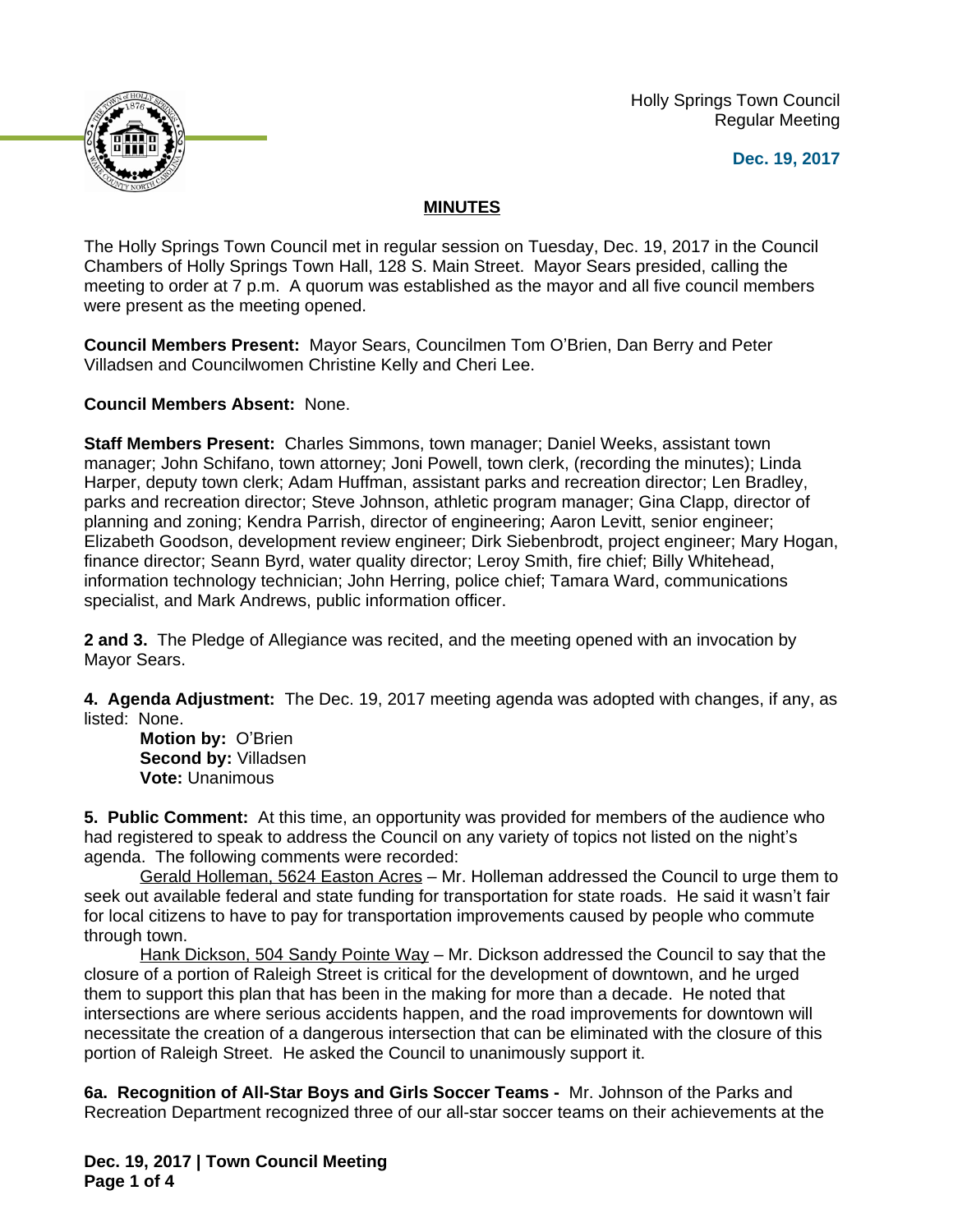Holly Springs Town Council
Regular Meeting

**Dec. 19, 2017**

## MINUTES

The Holly Springs Town Council met in regular session on Tuesday, Dec. 19, 2017 in the Council Chambers of Holly Springs Town Hall, 128 S. Main Street. Mayor Sears presided, calling the meeting to order at 7 p.m. A quorum was established as the mayor and all five council members were present as the meeting opened.

**Council Members Present:** Mayor Sears, Councilmen Tom O'Brien, Dan Berry and Peter Villadsen and Councilwomen Christine Kelly and Cheri Lee.

**Council Members Absent:** None.

**Staff Members Present:** Charles Simmons, town manager; Daniel Weeks, assistant town manager; John Schifano, town attorney; Joni Powell, town clerk, (recording the minutes); Linda Harper, deputy town clerk; Adam Huffman, assistant parks and recreation director; Len Bradley, parks and recreation director; Steve Johnson, athletic program manager; Gina Clapp, director of planning and zoning; Kendra Parrish, director of engineering; Aaron Levitt, senior engineer; Elizabeth Goodson, development review engineer; Dirk Siebenbrodt, project engineer; Mary Hogan, finance director; Seann Byrd, water quality director; Leroy Smith, fire chief; Billy Whitehead, information technology technician; John Herring, police chief; Tamara Ward, communications specialist, and Mark Andrews, public information officer.

**2 and 3.** The Pledge of Allegiance was recited, and the meeting opened with an invocation by Mayor Sears.

**4. Agenda Adjustment:** The Dec. 19, 2017 meeting agenda was adopted with changes, if any, as listed: None.

**Motion by:** O'Brien
**Second by:** Villadsen
**Vote:** Unanimous

**5. Public Comment:** At this time, an opportunity was provided for members of the audience who had registered to speak to address the Council on any variety of topics not listed on the night's agenda. The following comments were recorded:

Gerald Holleman, 5624 Easton Acres – Mr. Holleman addressed the Council to urge them to seek out available federal and state funding for transportation for state roads. He said it wasn't fair for local citizens to have to pay for transportation improvements caused by people who commute through town.

Hank Dickson, 504 Sandy Pointe Way – Mr. Dickson addressed the Council to say that the closure of a portion of Raleigh Street is critical for the development of downtown, and he urged them to support this plan that has been in the making for more than a decade. He noted that intersections are where serious accidents happen, and the road improvements for downtown will necessitate the creation of a dangerous intersection that can be eliminated with the closure of this portion of Raleigh Street. He asked the Council to unanimously support it.

**6a. Recognition of All-Star Boys and Girls Soccer Teams -** Mr. Johnson of the Parks and Recreation Department recognized three of our all-star soccer teams on their achievements at the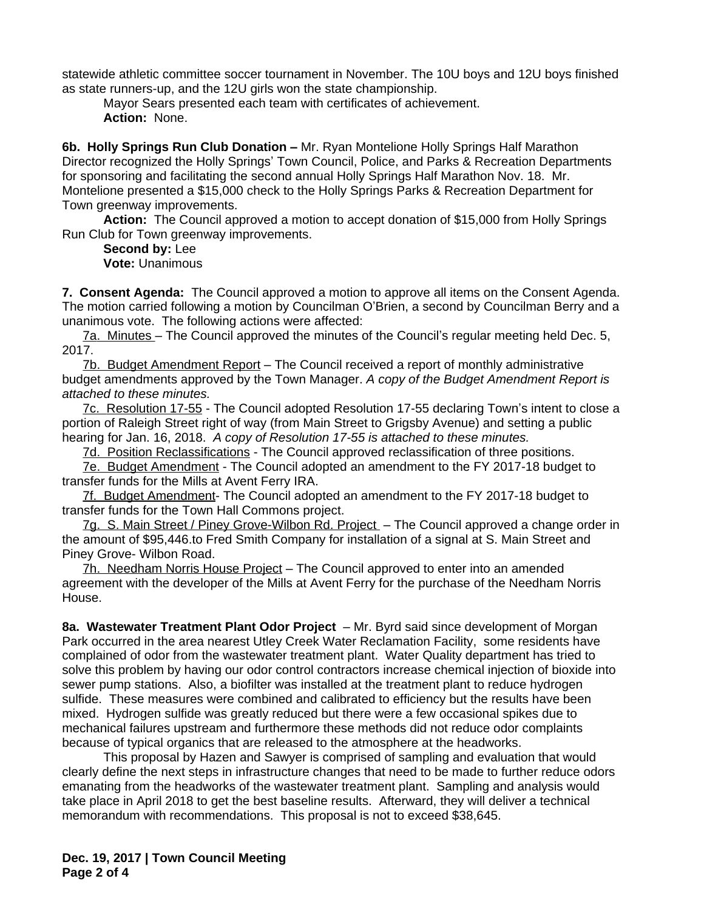statewide athletic committee soccer tournament in November. The 10U boys and 12U boys finished as state runners-up, and the 12U girls won the state championship.

Mayor Sears presented each team with certificates of achievement.

**Action:** None.

**6b. Holly Springs Run Club Donation –** Mr. Ryan Montelione Holly Springs Half Marathon Director recognized the Holly Springs' Town Council, Police, and Parks & Recreation Departments for sponsoring and facilitating the second annual Holly Springs Half Marathon Nov. 18. Mr. Montelione presented a $15,000 check to the Holly Springs Parks & Recreation Department for Town greenway improvements.

**Action:** The Council approved a motion to accept donation of $15,000 from Holly Springs Run Club for Town greenway improvements.

**Second by:** Lee

**Vote:** Unanimous

**7. Consent Agenda:** The Council approved a motion to approve all items on the Consent Agenda. The motion carried following a motion by Councilman O'Brien, a second by Councilman Berry and a unanimous vote. The following actions were affected:

7a. Minutes – The Council approved the minutes of the Council's regular meeting held Dec. 5, 2017.

7b. Budget Amendment Report – The Council received a report of monthly administrative budget amendments approved by the Town Manager. *A copy of the Budget Amendment Report is attached to these minutes.*

7c. Resolution 17-55 - The Council adopted Resolution 17-55 declaring Town's intent to close a portion of Raleigh Street right of way (from Main Street to Grigsby Avenue) and setting a public hearing for Jan. 16, 2018. *A copy of Resolution 17-55 is attached to these minutes.*

7d. Position Reclassifications - The Council approved reclassification of three positions.

7e. Budget Amendment - The Council adopted an amendment to the FY 2017-18 budget to transfer funds for the Mills at Avent Ferry IRA.

7f. Budget Amendment- The Council adopted an amendment to the FY 2017-18 budget to transfer funds for the Town Hall Commons project.

7g. S. Main Street / Piney Grove-Wilbon Rd. Project – The Council approved a change order in the amount of $95,446.to Fred Smith Company for installation of a signal at S. Main Street and Piney Grove- Wilbon Road.

7h. Needham Norris House Project – The Council approved to enter into an amended agreement with the developer of the Mills at Avent Ferry for the purchase of the Needham Norris House.

**8a. Wastewater Treatment Plant Odor Project** – Mr. Byrd said since development of Morgan Park occurred in the area nearest Utley Creek Water Reclamation Facility, some residents have complained of odor from the wastewater treatment plant. Water Quality department has tried to solve this problem by having our odor control contractors increase chemical injection of bioxide into sewer pump stations. Also, a biofilter was installed at the treatment plant to reduce hydrogen sulfide. These measures were combined and calibrated to efficiency but the results have been mixed. Hydrogen sulfide was greatly reduced but there were a few occasional spikes due to mechanical failures upstream and furthermore these methods did not reduce odor complaints because of typical organics that are released to the atmosphere at the headworks.

This proposal by Hazen and Sawyer is comprised of sampling and evaluation that would clearly define the next steps in infrastructure changes that need to be made to further reduce odors emanating from the headworks of the wastewater treatment plant. Sampling and analysis would take place in April 2018 to get the best baseline results. Afterward, they will deliver a technical memorandum with recommendations. This proposal is not to exceed $38,645.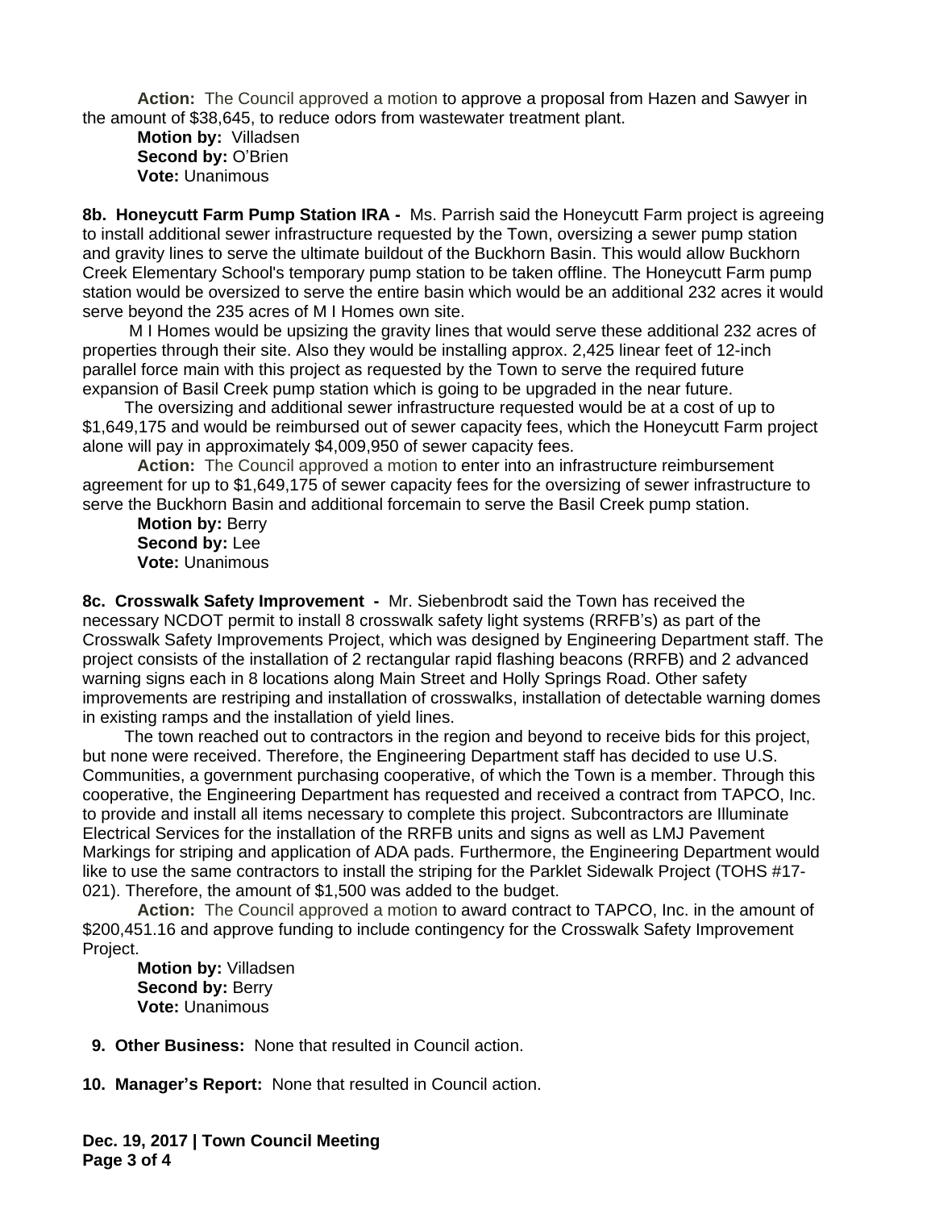**Action:** The Council approved a motion to approve a proposal from Hazen and Sawyer in the amount of $38,645, to reduce odors from wastewater treatment plant.

**Motion by:** Villadsen
**Second by:** O'Brien
**Vote:** Unanimous

**8b. Honeycutt Farm Pump Station IRA -** Ms. Parrish said the Honeycutt Farm project is agreeing to install additional sewer infrastructure requested by the Town, oversizing a sewer pump station and gravity lines to serve the ultimate buildout of the Buckhorn Basin. This would allow Buckhorn Creek Elementary School's temporary pump station to be taken offline. The Honeycutt Farm pump station would be oversized to serve the entire basin which would be an additional 232 acres it would serve beyond the 235 acres of M I Homes own site.

M I Homes would be upsizing the gravity lines that would serve these additional 232 acres of properties through their site. Also they would be installing approx. 2,425 linear feet of 12-inch parallel force main with this project as requested by the Town to serve the required future expansion of Basil Creek pump station which is going to be upgraded in the near future.

The oversizing and additional sewer infrastructure requested would be at a cost of up to $1,649,175 and would be reimbursed out of sewer capacity fees, which the Honeycutt Farm project alone will pay in approximately $4,009,950 of sewer capacity fees.

**Action:** The Council approved a motion to enter into an infrastructure reimbursement agreement for up to $1,649,175 of sewer capacity fees for the oversizing of sewer infrastructure to serve the Buckhorn Basin and additional forcemain to serve the Basil Creek pump station.

**Motion by:** Berry
**Second by:** Lee
**Vote:** Unanimous

**8c. Crosswalk Safety Improvement -** Mr. Siebenbrodt said the Town has received the necessary NCDOT permit to install 8 crosswalk safety light systems (RRFB's) as part of the Crosswalk Safety Improvements Project, which was designed by Engineering Department staff. The project consists of the installation of 2 rectangular rapid flashing beacons (RRFB) and 2 advanced warning signs each in 8 locations along Main Street and Holly Springs Road. Other safety improvements are restriping and installation of crosswalks, installation of detectable warning domes in existing ramps and the installation of yield lines.

The town reached out to contractors in the region and beyond to receive bids for this project, but none were received. Therefore, the Engineering Department staff has decided to use U.S. Communities, a government purchasing cooperative, of which the Town is a member. Through this cooperative, the Engineering Department has requested and received a contract from TAPCO, Inc. to provide and install all items necessary to complete this project. Subcontractors are Illuminate Electrical Services for the installation of the RRFB units and signs as well as LMJ Pavement Markings for striping and application of ADA pads. Furthermore, the Engineering Department would like to use the same contractors to install the striping for the Parklet Sidewalk Project (TOHS #17-021). Therefore, the amount of $1,500 was added to the budget.

**Action:** The Council approved a motion to award contract to TAPCO, Inc. in the amount of $200,451.16 and approve funding to include contingency for the Crosswalk Safety Improvement Project.

**Motion by:** Villadsen
**Second by:** Berry
**Vote:** Unanimous

**9. Other Business:** None that resulted in Council action.

**10. Manager's Report:** None that resulted in Council action.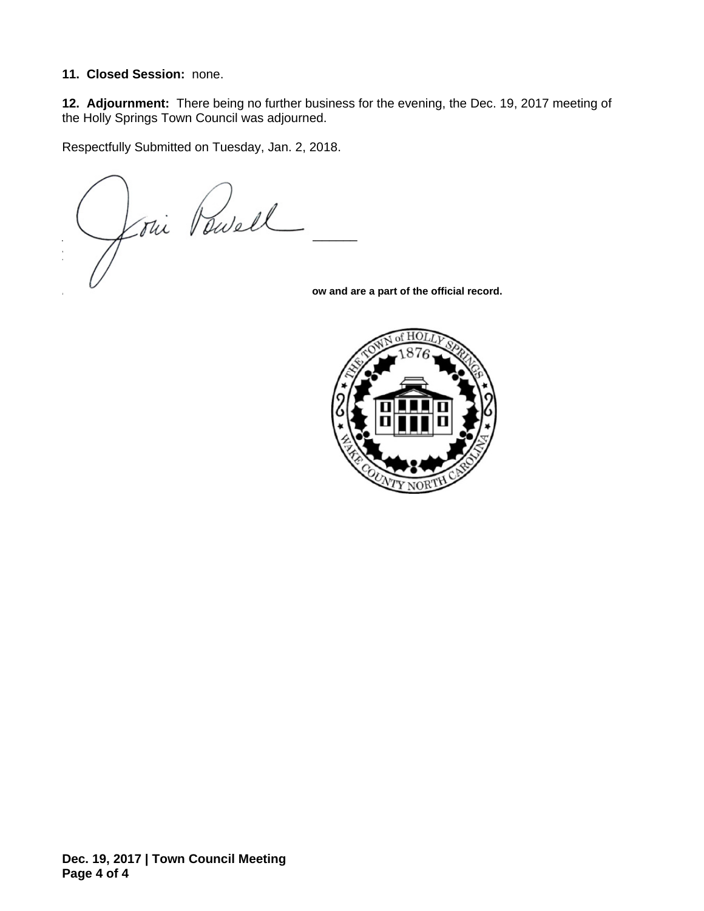**11. Closed Session:** none.

**12. Adjournment:** There being no further business for the evening, the Dec. 19, 2017 meeting of the Holly Springs Town Council was adjourned.

Respectfully Submitted on Tuesday, Jan. 2, 2018.

**ow and are a part of the official record.**